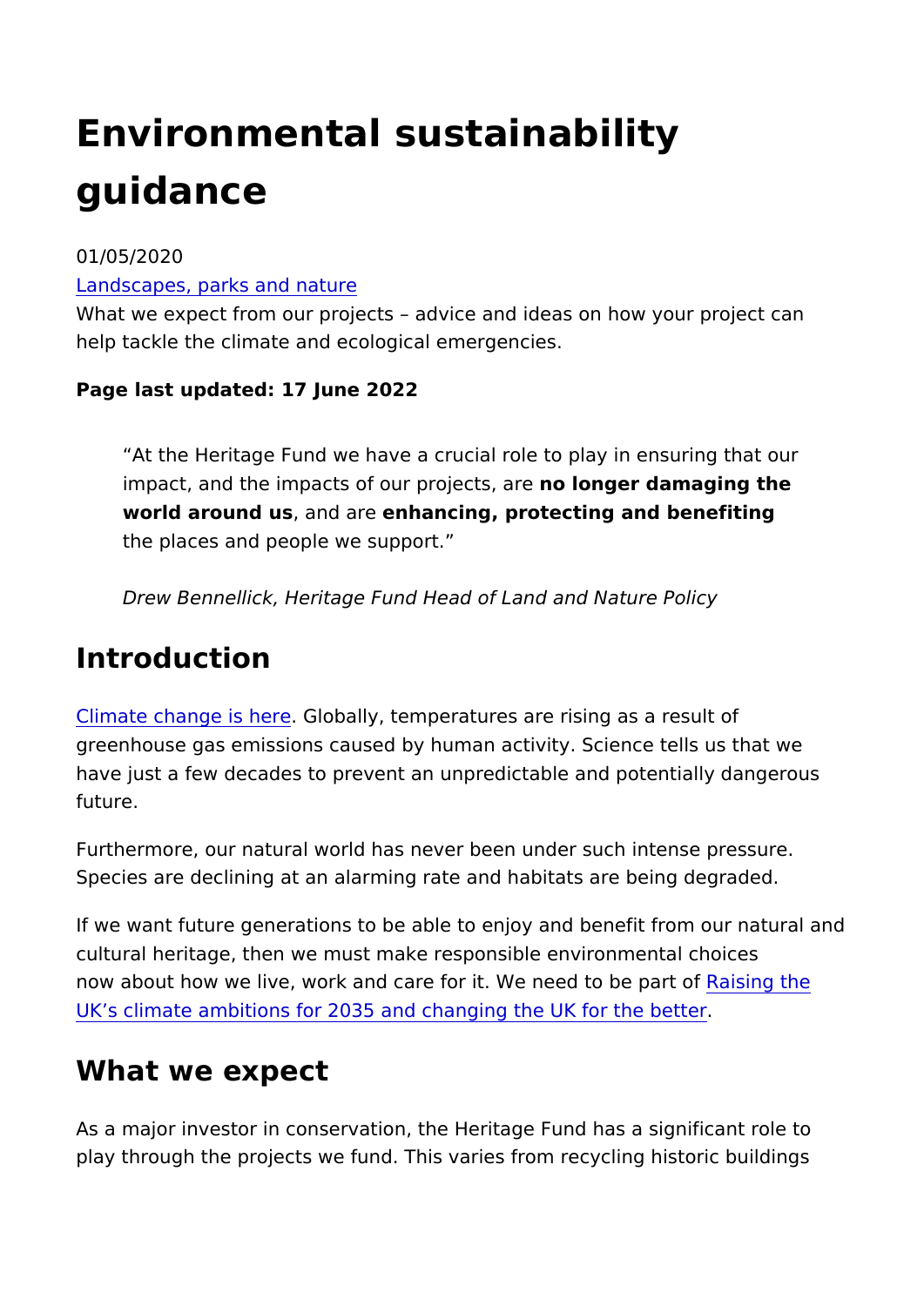# Environmental sustainability guidance

01/05/2020

[Landscapes, parks and nature]

What we expect from our projects – advice and ideas on how your project can help tackle the climate and ecological emergencies.

**Page last updated: 17 June 2022**

> "At the Heritage Fund we have a crucial role to play in ensuring that our impact, and the impacts of our projects, are **no longer damaging the world around us**, and are **enhancing, protecting and benefiting** the places and people we support."
>
> *Drew Bennellick, Heritage Fund Head of Land and Nature Policy*

## Introduction

[Climate change is here]. Globally, temperatures are rising as a result of greenhouse gas emissions caused by human activity. Science tells us that we have just a few decades to prevent an unpredictable and potentially dangerous future.

Furthermore, our natural world has never been under such intense pressure. Species are declining at an alarming rate and habitats are being degraded.

If we want future generations to be able to enjoy and benefit from our natural and cultural heritage, then we must make responsible environmental choices now about how we live, work and care for it. We need to be part of [Raising the UK's climate ambitions for 2035 and changing the UK for the better].

## What we expect

As a major investor in conservation, the Heritage Fund has a significant role to play through the projects we fund. This varies from recycling historic buildings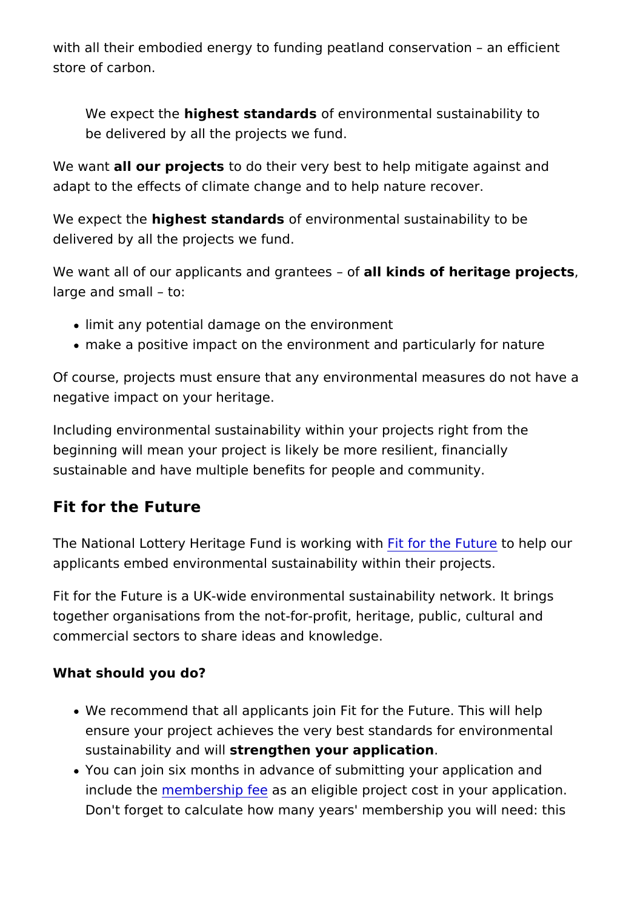with all their embodied energy to funding peatland conservation – an efficient store of carbon.

> We expect the **highest standards** of environmental sustainability to be delivered by all the projects we fund.

We want **all our projects** to do their very best to help mitigate against and adapt to the effects of climate change and to help nature recover.

We expect the **highest standards** of environmental sustainability to be delivered by all the projects we fund.

We want all of our applicants and grantees – of **all kinds of heritage projects**, large and small – to:

- limit any potential damage on the environment
- make a positive impact on the environment and particularly for nature

Of course, projects must ensure that any environmental measures do not have a negative impact on your heritage.

Including environmental sustainability within your projects right from the beginning will mean your project is likely be more resilient, financially sustainable and have multiple benefits for people and community.

## Fit for the Future

The National Lottery Heritage Fund is working with Fit for the Future to help our applicants embed environmental sustainability within their projects.

Fit for the Future is a UK-wide environmental sustainability network. It brings together organisations from the not-for-profit, heritage, public, cultural and commercial sectors to share ideas and knowledge.

**What should you do?**

- We recommend that all applicants join Fit for the Future. This will help ensure your project achieves the very best standards for environmental sustainability and will **strengthen your application**.
- You can join six months in advance of submitting your application and include the membership fee as an eligible project cost in your application. Don't forget to calculate how many years' membership you will need: this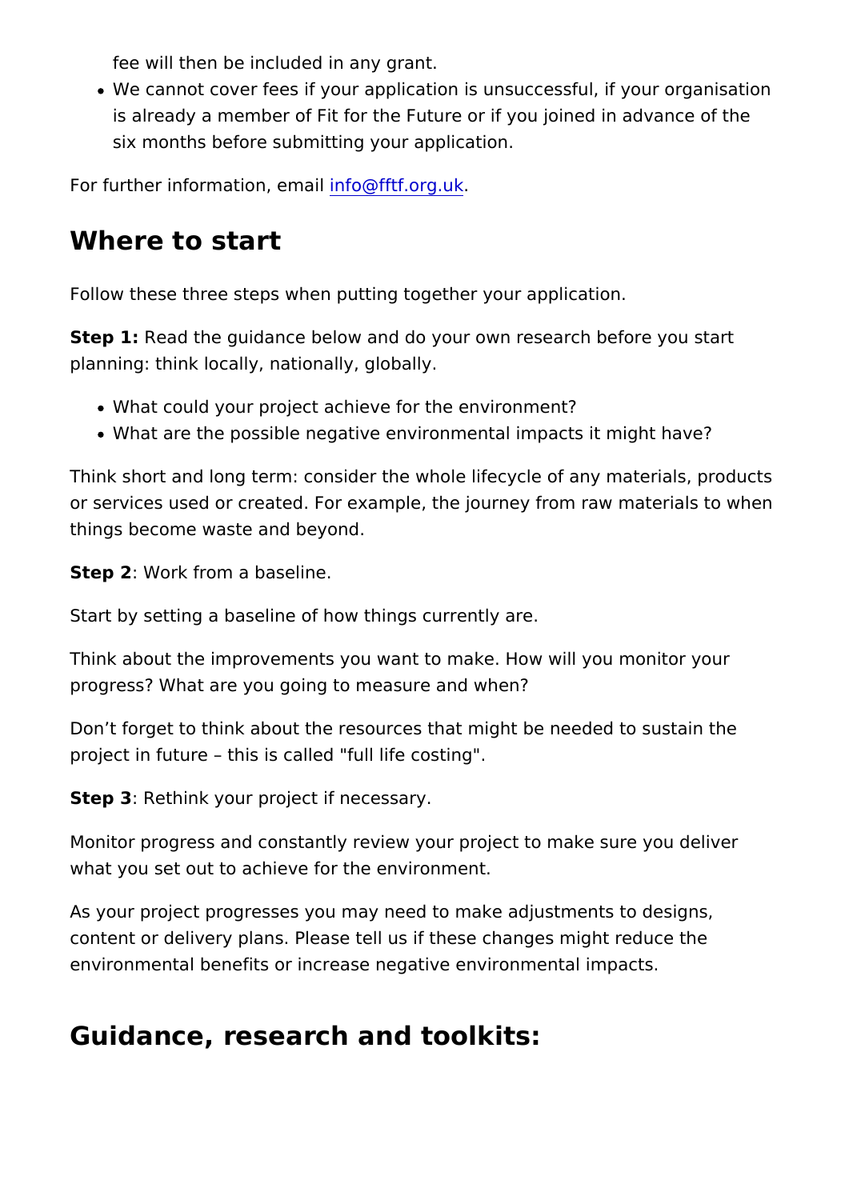fee will then be included in any grant.

- We cannot cover fees if your application is unsuccessful, if your organisation is already a member of Fit for the Future or if you joined in advance of the six months before submitting your application.

For further information, email info@fftf.org.uk.

## Where to start

Follow these three steps when putting together your application.

**Step 1:** Read the guidance below and do your own research before you start planning: think locally, nationally, globally.

- What could your project achieve for the environment?
- What are the possible negative environmental impacts it might have?

Think short and long term: consider the whole lifecycle of any materials, products or services used or created. For example, the journey from raw materials to when things become waste and beyond.

**Step 2**: Work from a baseline.

Start by setting a baseline of how things currently are.

Think about the improvements you want to make. How will you monitor your progress? What are you going to measure and when?

Don't forget to think about the resources that might be needed to sustain the project in future – this is called "full life costing".

**Step 3**: Rethink your project if necessary.

Monitor progress and constantly review your project to make sure you deliver what you set out to achieve for the environment.

As your project progresses you may need to make adjustments to designs, content or delivery plans. Please tell us if these changes might reduce the environmental benefits or increase negative environmental impacts.

## Guidance, research and toolkits: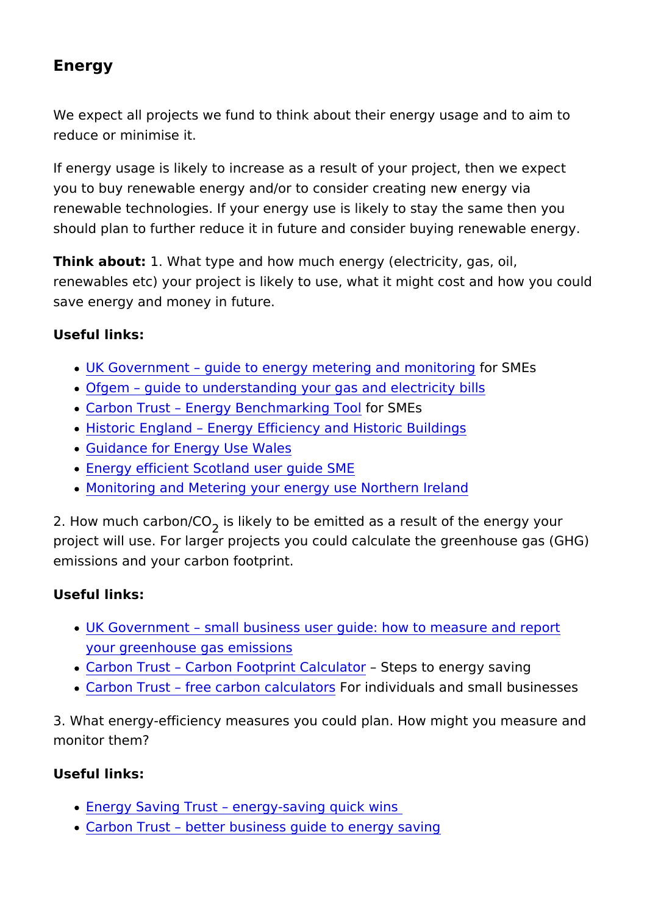## Energy

We expect all projects we fund to think about their energy usage and to aim to reduce or minimise it.

If energy usage is likely to increase as a result of your project, then we expect you to buy renewable energy and/or to consider creating new energy via renewable technologies. If your energy use is likely to stay the same then you should plan to further reduce it in future and consider buying renewable energy.

**Think about:** 1. What type and how much energy (electricity, gas, oil, renewables etc) your project is likely to use, what it might cost and how you could save energy and money in future.

**Useful links:**

- UK Government – guide to energy metering and monitoring for SMEs
- Ofgem – guide to understanding your gas and electricity bills
- Carbon Trust – Energy Benchmarking Tool for SMEs
- Historic England – Energy Efficiency and Historic Buildings
- Guidance for Energy Use Wales
- Energy efficient Scotland user guide SME
- Monitoring and Metering your energy use Northern Ireland

2. How much carbon/$CO_2$ is likely to be emitted as a result of the energy your project will use. For larger projects you could calculate the greenhouse gas (GHG) emissions and your carbon footprint.

**Useful links:**

- UK Government – small business user guide: how to measure and report your greenhouse gas emissions
- Carbon Trust – Carbon Footprint Calculator – Steps to energy saving
- Carbon Trust – free carbon calculators For individuals and small businesses

3. What energy-efficiency measures you could plan. How might you measure and monitor them?

**Useful links:**

- Energy Saving Trust – energy-saving quick wins
- Carbon Trust – better business guide to energy saving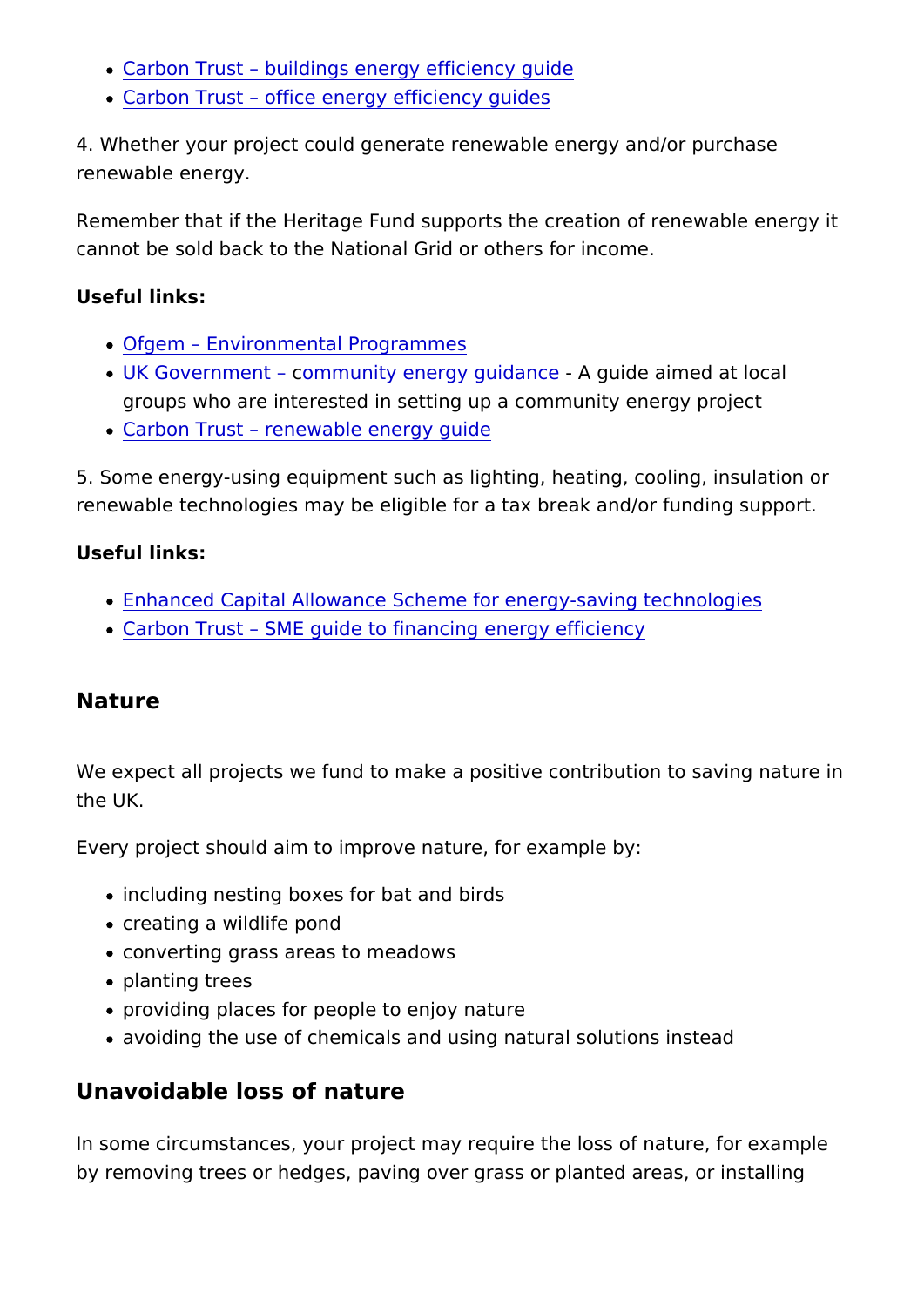- Carbon Trust – buildings energy efficiency guide
- Carbon Trust – office energy efficiency guides

4. Whether your project could generate renewable energy and/or purchase renewable energy.

Remember that if the Heritage Fund supports the creation of renewable energy it cannot be sold back to the National Grid or others for income.

**Useful links:**

- Ofgem – Environmental Programmes
- UK Government – community energy guidance - A guide aimed at local groups who are interested in setting up a community energy project
- Carbon Trust – renewable energy guide

5. Some energy-using equipment such as lighting, heating, cooling, insulation or renewable technologies may be eligible for a tax break and/or funding support.

**Useful links:**

- Enhanced Capital Allowance Scheme for energy-saving technologies
- Carbon Trust – SME guide to financing energy efficiency

## Nature

We expect all projects we fund to make a positive contribution to saving nature in the UK.

Every project should aim to improve nature, for example by:

- including nesting boxes for bat and birds
- creating a wildlife pond
- converting grass areas to meadows
- planting trees
- providing places for people to enjoy nature
- avoiding the use of chemicals and using natural solutions instead

## Unavoidable loss of nature

In some circumstances, your project may require the loss of nature, for example by removing trees or hedges, paving over grass or planted areas, or installing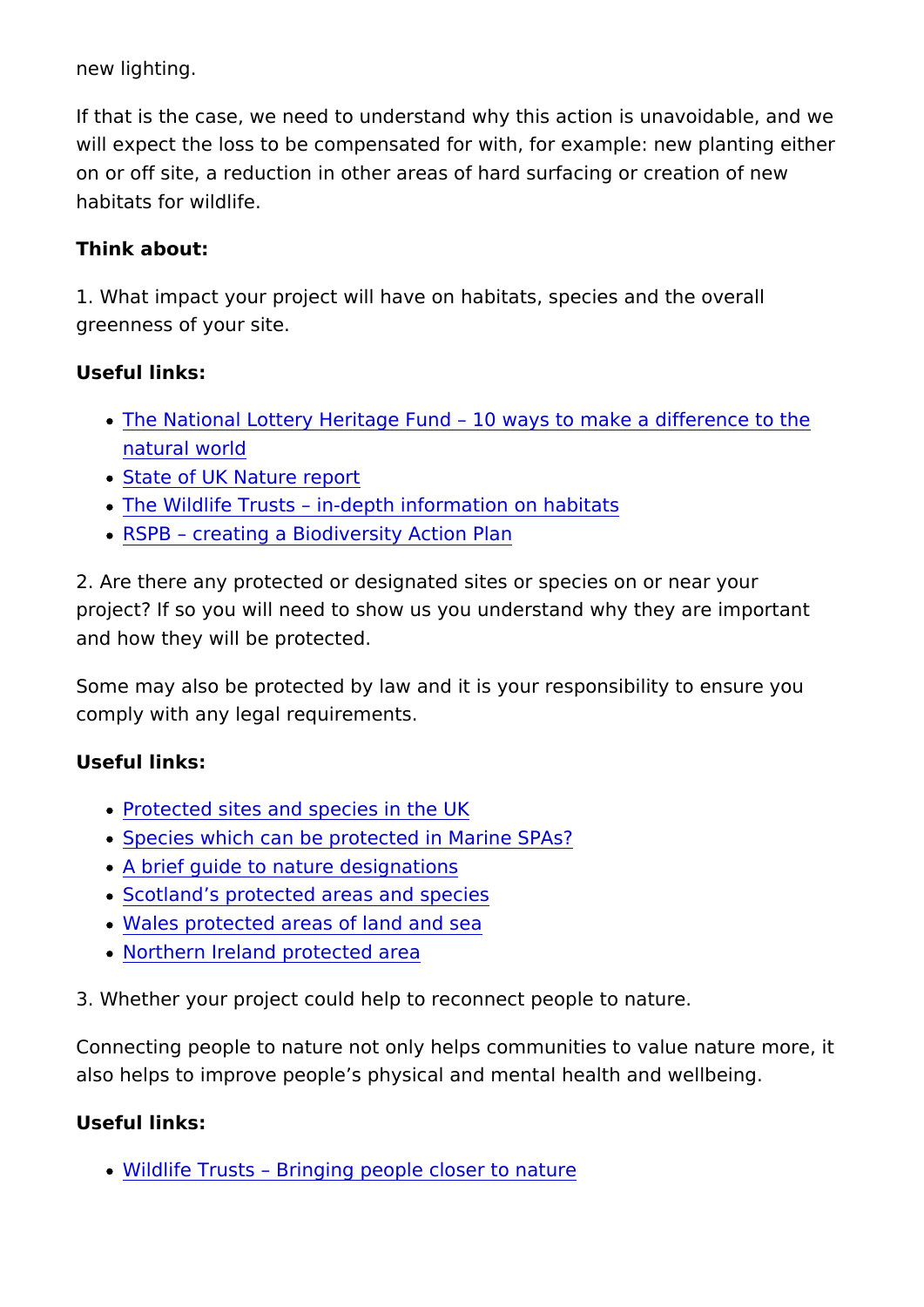new lighting.

If that is the case, we need to understand why this action is unavoidable, and we will expect the loss to be compensated for with, for example: new planting either on or off site, a reduction in other areas of hard surfacing or creation of new habitats for wildlife.

**Think about:**

1. What impact your project will have on habitats, species and the overall greenness of your site.

**Useful links:**

- The National Lottery Heritage Fund – 10 ways to make a difference to the natural world
- State of UK Nature report
- The Wildlife Trusts – in-depth information on habitats
- RSPB – creating a Biodiversity Action Plan

2. Are there any protected or designated sites or species on or near your project? If so you will need to show us you understand why they are important and how they will be protected.

Some may also be protected by law and it is your responsibility to ensure you comply with any legal requirements.

**Useful links:**

- Protected sites and species in the UK
- Species which can be protected in Marine SPAs?
- A brief guide to nature designations
- Scotland's protected areas and species
- Wales protected areas of land and sea
- Northern Ireland protected area

3. Whether your project could help to reconnect people to nature.

Connecting people to nature not only helps communities to value nature more, it also helps to improve people's physical and mental health and wellbeing.

**Useful links:**

- Wildlife Trusts – Bringing people closer to nature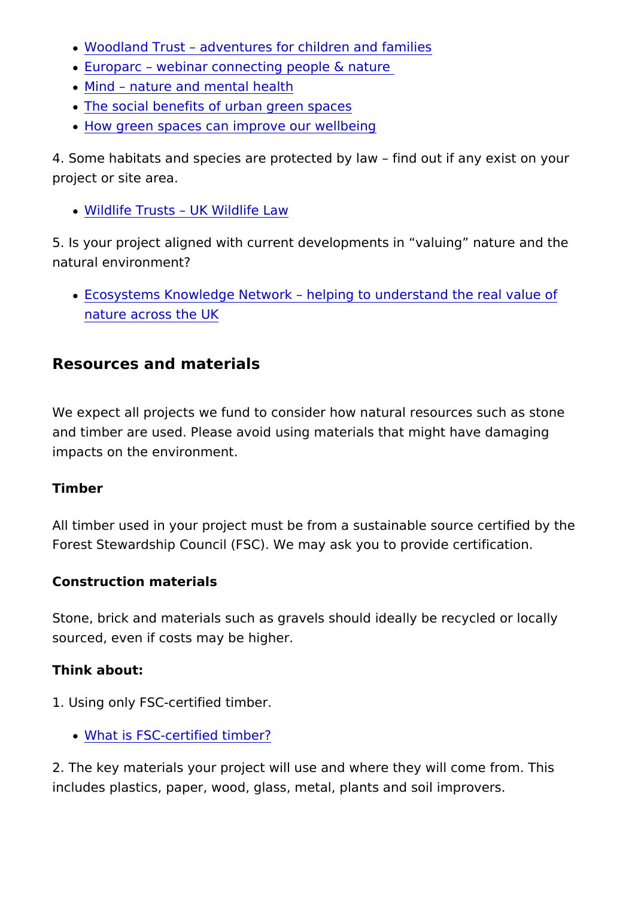- Woodland Trust – adventures for children and families
- Europarc – webinar connecting people & nature
- Mind – nature and mental health
- The social benefits of urban green spaces
- How green spaces can improve our wellbeing

4. Some habitats and species are protected by law – find out if any exist on your project or site area.

- Wildlife Trusts – UK Wildlife Law

5. Is your project aligned with current developments in "valuing" nature and the natural environment?

- Ecosystems Knowledge Network – helping to understand the real value of nature across the UK

## Resources and materials

We expect all projects we fund to consider how natural resources such as stone and timber are used. Please avoid using materials that might have damaging impacts on the environment.

**Timber**

All timber used in your project must be from a sustainable source certified by the Forest Stewardship Council (FSC). We may ask you to provide certification.

**Construction materials**

Stone, brick and materials such as gravels should ideally be recycled or locally sourced, even if costs may be higher.

**Think about:**

1. Using only FSC-certified timber.

- What is FSC-certified timber?

2. The key materials your project will use and where they will come from. This includes plastics, paper, wood, glass, metal, plants and soil improvers.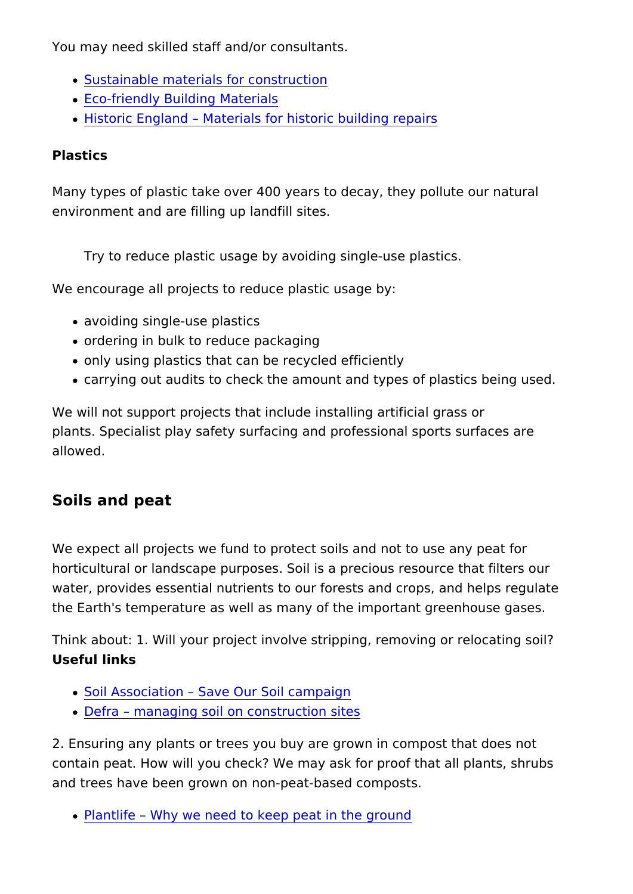You may need skilled staff and/or consultants.

- Sustainable materials for construction
- Eco-friendly Building Materials
- Historic England – Materials for historic building repairs

**Plastics**

Many types of plastic take over 400 years to decay, they pollute our natural environment and are filling up landfill sites.

> Try to reduce plastic usage by avoiding single-use plastics.

We encourage all projects to reduce plastic usage by:

- avoiding single-use plastics
- ordering in bulk to reduce packaging
- only using plastics that can be recycled efficiently
- carrying out audits to check the amount and types of plastics being used.

We will not support projects that include installing artificial grass or plants. Specialist play safety surfacing and professional sports surfaces are allowed.

## Soils and peat

We expect all projects we fund to protect soils and not to use any peat for horticultural or landscape purposes. Soil is a precious resource that filters our water, provides essential nutrients to our forests and crops, and helps regulate the Earth's temperature as well as many of the important greenhouse gases.

Think about: 1. Will your project involve stripping, removing or relocating soil?
**Useful links**

- Soil Association – Save Our Soil campaign
- Defra – managing soil on construction sites

2. Ensuring any plants or trees you buy are grown in compost that does not contain peat. How will you check? We may ask for proof that all plants, shrubs and trees have been grown on non-peat-based composts.

- Plantlife – Why we need to keep peat in the ground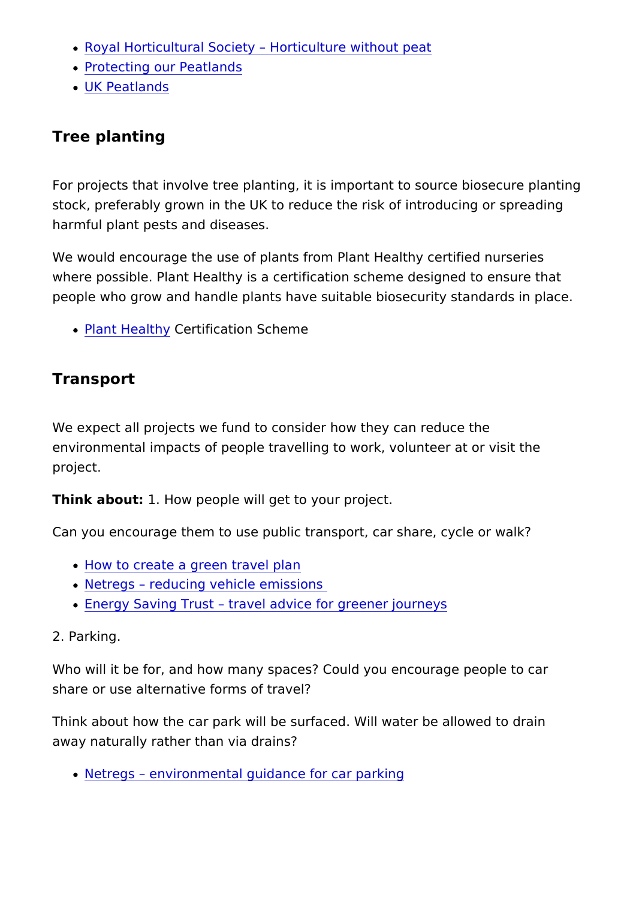- Royal Horticultural Society – Horticulture without peat
- Protecting our Peatlands
- UK Peatlands

## Tree planting

For projects that involve tree planting, it is important to source biosecure planting stock, preferably grown in the UK to reduce the risk of introducing or spreading harmful plant pests and diseases.

We would encourage the use of plants from Plant Healthy certified nurseries where possible. Plant Healthy is a certification scheme designed to ensure that people who grow and handle plants have suitable biosecurity standards in place.

- Plant Healthy Certification Scheme

## Transport

We expect all projects we fund to consider how they can reduce the environmental impacts of people travelling to work, volunteer at or visit the project.

**Think about:** 1. How people will get to your project.

Can you encourage them to use public transport, car share, cycle or walk?

- How to create a green travel plan
- Netregs – reducing vehicle emissions
- Energy Saving Trust – travel advice for greener journeys

2. Parking.

Who will it be for, and how many spaces? Could you encourage people to car share or use alternative forms of travel?

Think about how the car park will be surfaced. Will water be allowed to drain away naturally rather than via drains?

- Netregs – environmental guidance for car parking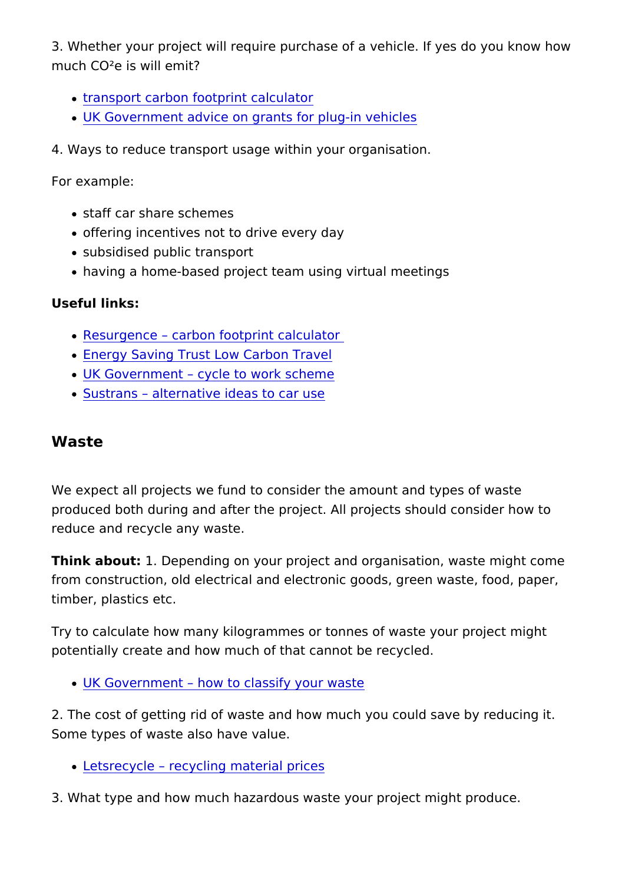3. Whether your project will require purchase of a vehicle. If yes do you know how much $CO^2e$ is will emit?

- [transport carbon footprint calculator]
- [UK Government advice on grants for plug-in vehicles]

4. Ways to reduce transport usage within your organisation.

For example:

- staff car share schemes
- offering incentives not to drive every day
- subsidised public transport
- having a home-based project team using virtual meetings

**Useful links:**

- Resurgence – carbon footprint calculator
- Energy Saving Trust Low Carbon Travel
- UK Government – cycle to work scheme
- Sustrans – alternative ideas to car use

## Waste

We expect all projects we fund to consider the amount and types of waste produced both during and after the project. All projects should consider how to reduce and recycle any waste.

**Think about:** 1. Depending on your project and organisation, waste might come from construction, old electrical and electronic goods, green waste, food, paper, timber, plastics etc.

Try to calculate how many kilogrammes or tonnes of waste your project might potentially create and how much of that cannot be recycled.

- UK Government – how to classify your waste

2. The cost of getting rid of waste and how much you could save by reducing it. Some types of waste also have value.

- Letsrecycle – recycling material prices

3. What type and how much hazardous waste your project might produce.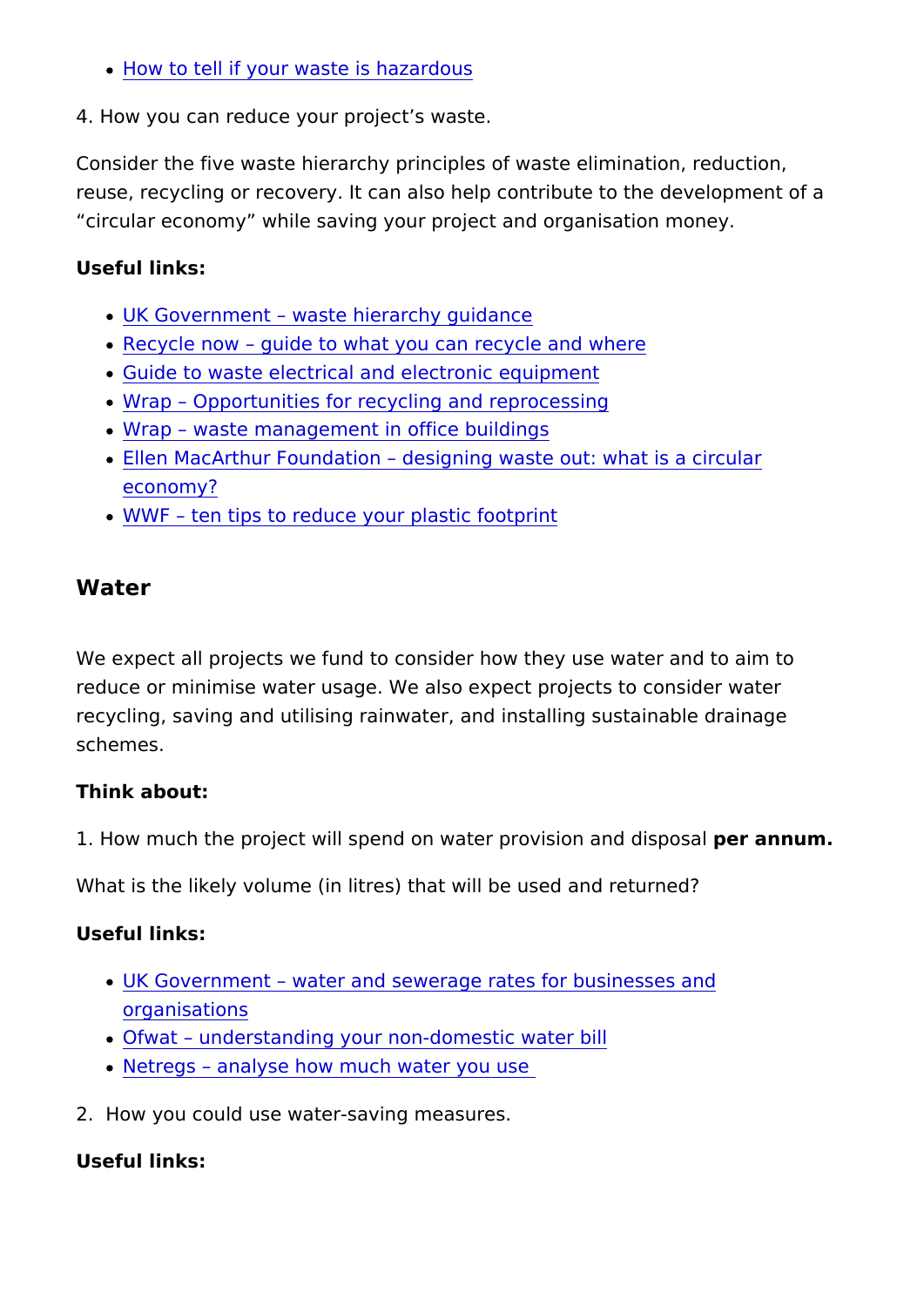- How to tell if your waste is hazardous

4. How you can reduce your project's waste.

Consider the five waste hierarchy principles of waste elimination, reduction, reuse, recycling or recovery. It can also help contribute to the development of a "circular economy" while saving your project and organisation money.

**Useful links:**

- UK Government – waste hierarchy guidance
- Recycle now – guide to what you can recycle and where
- Guide to waste electrical and electronic equipment
- Wrap – Opportunities for recycling and reprocessing
- Wrap – waste management in office buildings
- Ellen MacArthur Foundation – designing waste out: what is a circular economy?
- WWF – ten tips to reduce your plastic footprint

## Water

We expect all projects we fund to consider how they use water and to aim to reduce or minimise water usage. We also expect projects to consider water recycling, saving and utilising rainwater, and installing sustainable drainage schemes.

**Think about:**

1. How much the project will spend on water provision and disposal **per annum.**

What is the likely volume (in litres) that will be used and returned?

**Useful links:**

- UK Government – water and sewerage rates for businesses and organisations
- Ofwat – understanding your non-domestic water bill
- Netregs – analyse how much water you use

2. How you could use water-saving measures.

**Useful links:**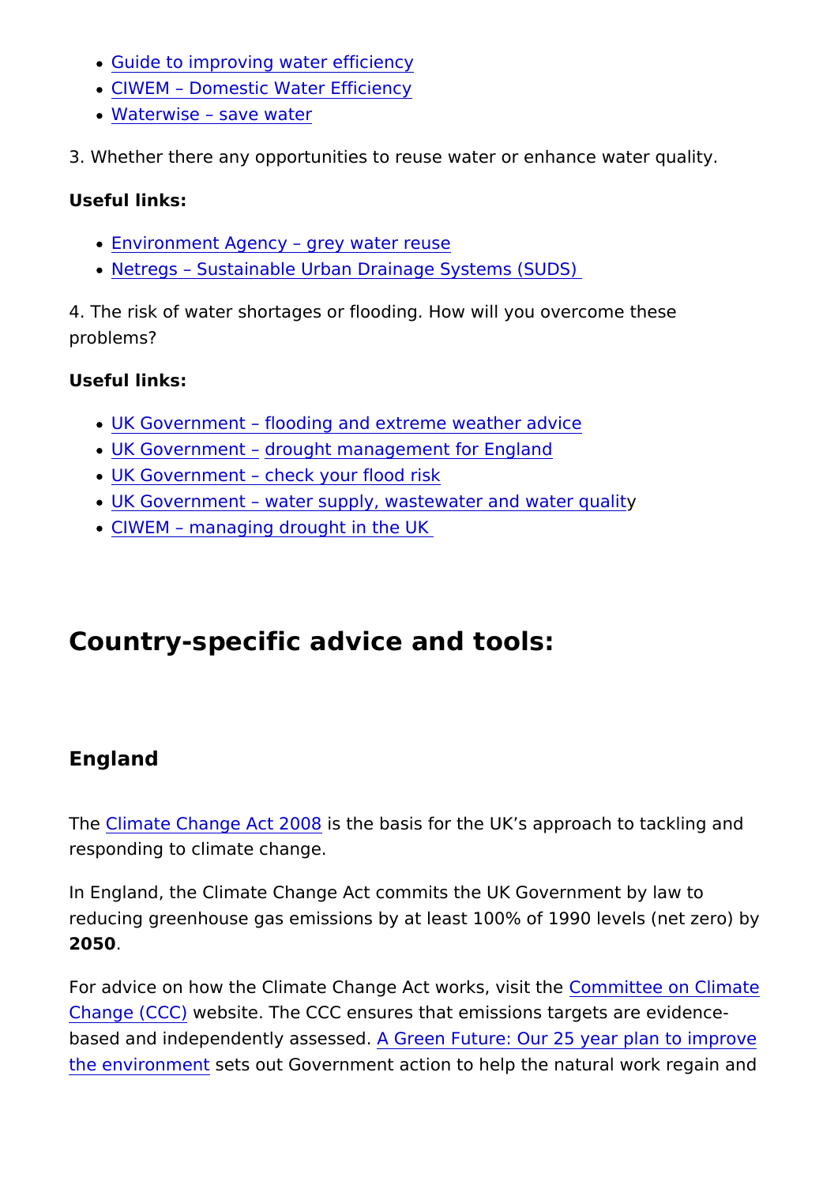- Guide to improving water efficiency
- CIWEM – Domestic Water Efficiency
- Waterwise – save water

3. Whether there any opportunities to reuse water or enhance water quality.

**Useful links:**

- Environment Agency – grey water reuse
- Netregs – Sustainable Urban Drainage Systems (SUDS)

4. The risk of water shortages or flooding. How will you overcome these problems?

**Useful links:**

- UK Government – flooding and extreme weather advice
- UK Government – drought management for England
- UK Government – check your flood risk
- UK Government – water supply, wastewater and water quality
- CIWEM – managing drought in the UK

## Country-specific advice and tools:

### England

The Climate Change Act 2008 is the basis for the UK's approach to tackling and responding to climate change.

In England, the Climate Change Act commits the UK Government by law to reducing greenhouse gas emissions by at least 100% of 1990 levels (net zero) by **2050**.

For advice on how the Climate Change Act works, visit the Committee on Climate Change (CCC) website. The CCC ensures that emissions targets are evidence-based and independently assessed. A Green Future: Our 25 year plan to improve the environment sets out Government action to help the natural work regain and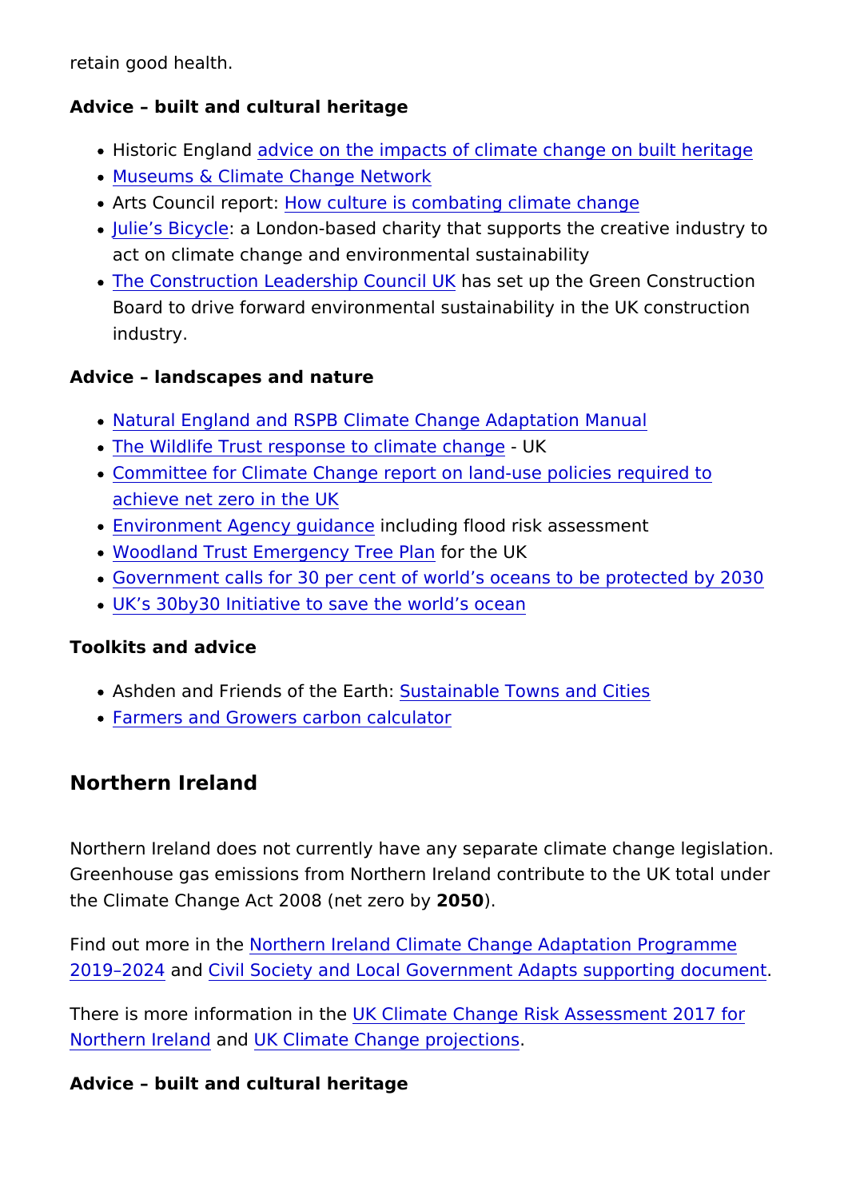retain good health.

**Advice – built and cultural heritage**

- Historic England advice on the impacts of climate change on built heritage
- Museums & Climate Change Network
- Arts Council report: How culture is combating climate change
- Julie's Bicycle: a London-based charity that supports the creative industry to act on climate change and environmental sustainability
- The Construction Leadership Council UK has set up the Green Construction Board to drive forward environmental sustainability in the UK construction industry.

**Advice – landscapes and nature**

- Natural England and RSPB Climate Change Adaptation Manual
- The Wildlife Trust response to climate change - UK
- Committee for Climate Change report on land-use policies required to achieve net zero in the UK
- Environment Agency guidance including flood risk assessment
- Woodland Trust Emergency Tree Plan for the UK
- Government calls for 30 per cent of world's oceans to be protected by 2030
- UK's 30by30 Initiative to save the world's ocean

**Toolkits and advice**

- Ashden and Friends of the Earth: Sustainable Towns and Cities
- Farmers and Growers carbon calculator

## Northern Ireland

Northern Ireland does not currently have any separate climate change legislation. Greenhouse gas emissions from Northern Ireland contribute to the UK total under the Climate Change Act 2008 (net zero by **2050**).

Find out more in the Northern Ireland Climate Change Adaptation Programme 2019–2024 and Civil Society and Local Government Adapts supporting document.

There is more information in the UK Climate Change Risk Assessment 2017 for Northern Ireland and UK Climate Change projections.

**Advice – built and cultural heritage**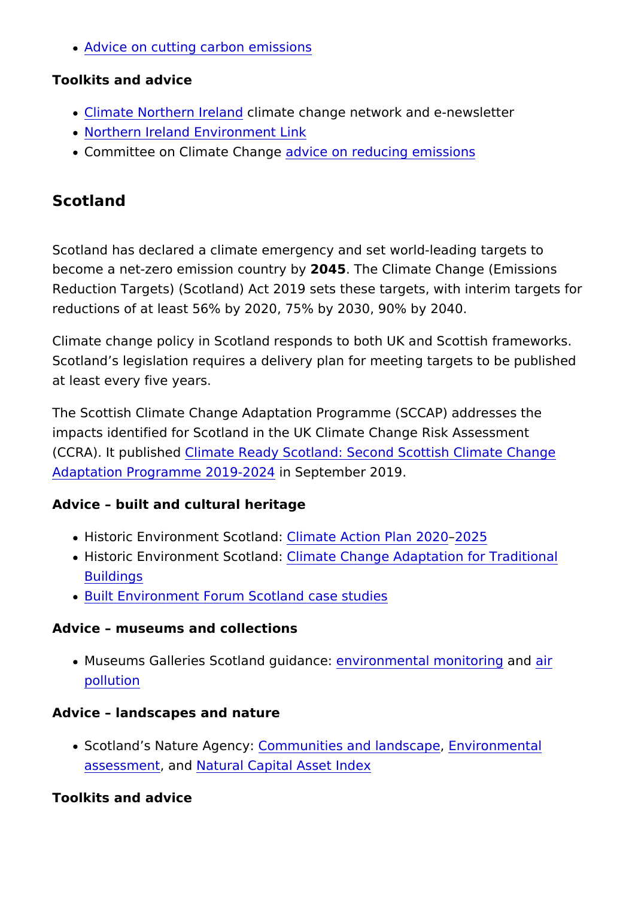- Advice on cutting carbon emissions

**Toolkits and advice**

- Climate Northern Ireland climate change network and e-newsletter
- Northern Ireland Environment Link
- Committee on Climate Change advice on reducing emissions

## Scotland

Scotland has declared a climate emergency and set world-leading targets to become a net-zero emission country by **2045**. The Climate Change (Emissions Reduction Targets) (Scotland) Act 2019 sets these targets, with interim targets for reductions of at least 56% by 2020, 75% by 2030, 90% by 2040.

Climate change policy in Scotland responds to both UK and Scottish frameworks. Scotland's legislation requires a delivery plan for meeting targets to be published at least every five years.

The Scottish Climate Change Adaptation Programme (SCCAP) addresses the impacts identified for Scotland in the UK Climate Change Risk Assessment (CCRA). It published Climate Ready Scotland: Second Scottish Climate Change Adaptation Programme 2019-2024 in September 2019.

**Advice – built and cultural heritage**

- Historic Environment Scotland: Climate Action Plan 2020–2025
- Historic Environment Scotland: Climate Change Adaptation for Traditional Buildings
- Built Environment Forum Scotland case studies

**Advice – museums and collections**

- Museums Galleries Scotland guidance: environmental monitoring and air pollution

**Advice – landscapes and nature**

- Scotland's Nature Agency: Communities and landscape, Environmental assessment, and Natural Capital Asset Index

**Toolkits and advice**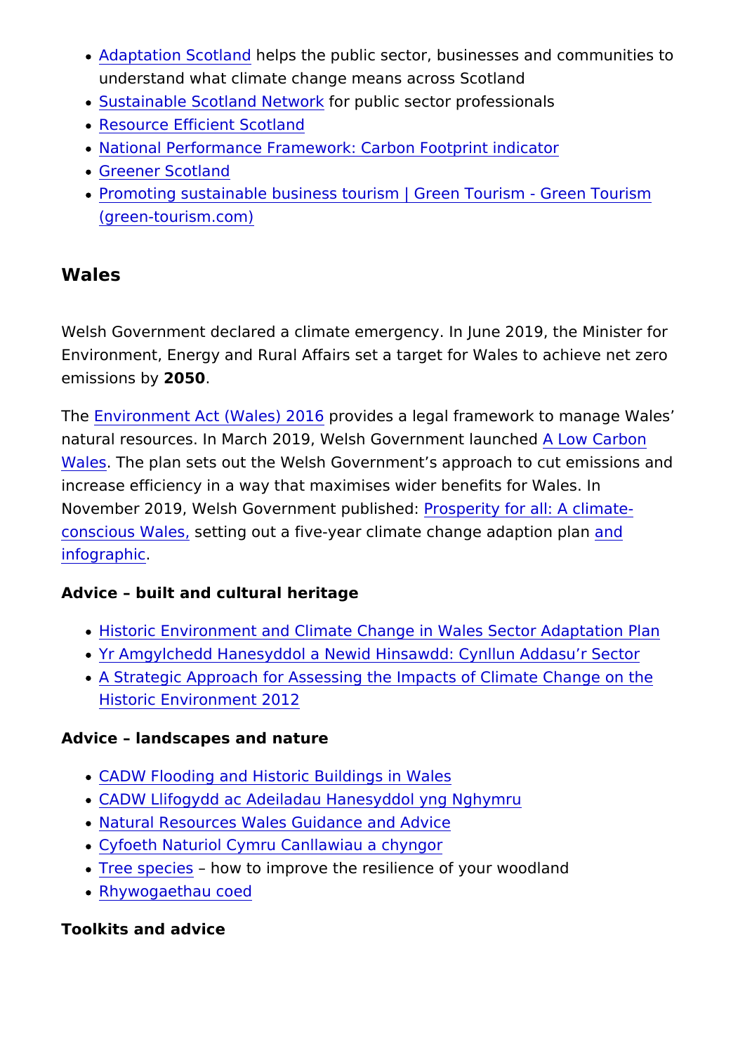- Adaptation Scotland helps the public sector, businesses and communities to understand what climate change means across Scotland
- Sustainable Scotland Network for public sector professionals
- Resource Efficient Scotland
- National Performance Framework: Carbon Footprint indicator
- Greener Scotland
- Promoting sustainable business tourism | Green Tourism - Green Tourism (green-tourism.com)

## Wales

Welsh Government declared a climate emergency. In June 2019, the Minister for Environment, Energy and Rural Affairs set a target for Wales to achieve net zero emissions by **2050**.

The Environment Act (Wales) 2016 provides a legal framework to manage Wales' natural resources. In March 2019, Welsh Government launched A Low Carbon Wales. The plan sets out the Welsh Government's approach to cut emissions and increase efficiency in a way that maximises wider benefits for Wales. In November 2019, Welsh Government published: Prosperity for all: A climate-conscious Wales, setting out a five-year climate change adaption plan and infographic.

**Advice – built and cultural heritage**

- Historic Environment and Climate Change in Wales Sector Adaptation Plan
- Yr Amgylchedd Hanesyddol a Newid Hinsawdd: Cynllun Addasu'r Sector
- A Strategic Approach for Assessing the Impacts of Climate Change on the Historic Environment 2012

**Advice – landscapes and nature**

- CADW Flooding and Historic Buildings in Wales
- CADW Llifogydd ac Adeiladau Hanesyddol yng Nghymru
- Natural Resources Wales Guidance and Advice
- Cyfoeth Naturiol Cymru Canllawiau a chyngor
- Tree species – how to improve the resilience of your woodland
- Rhywogaethau coed

**Toolkits and advice**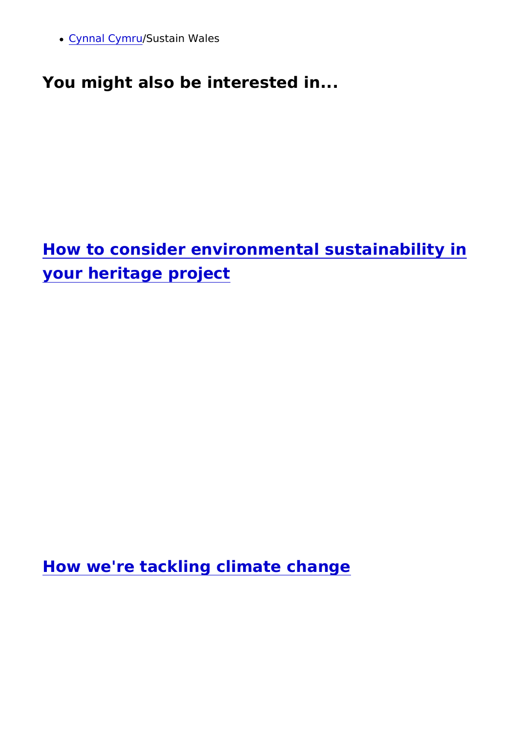- Cynnal Cymru/Sustain Wales

## You might also be interested in...

### How to consider environmental sustainability in your heritage project

### How we're tackling climate change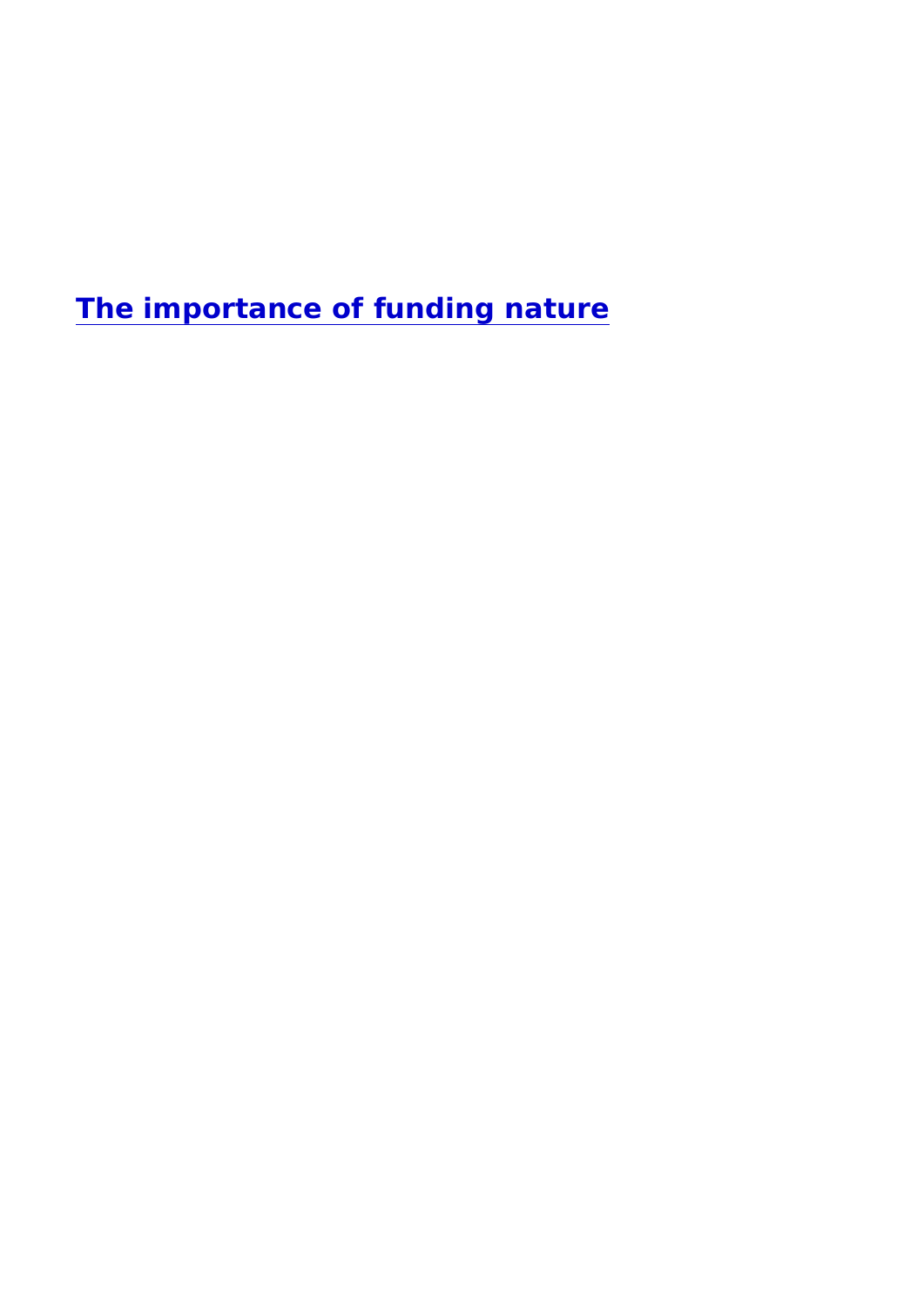[The importance of funding nature]